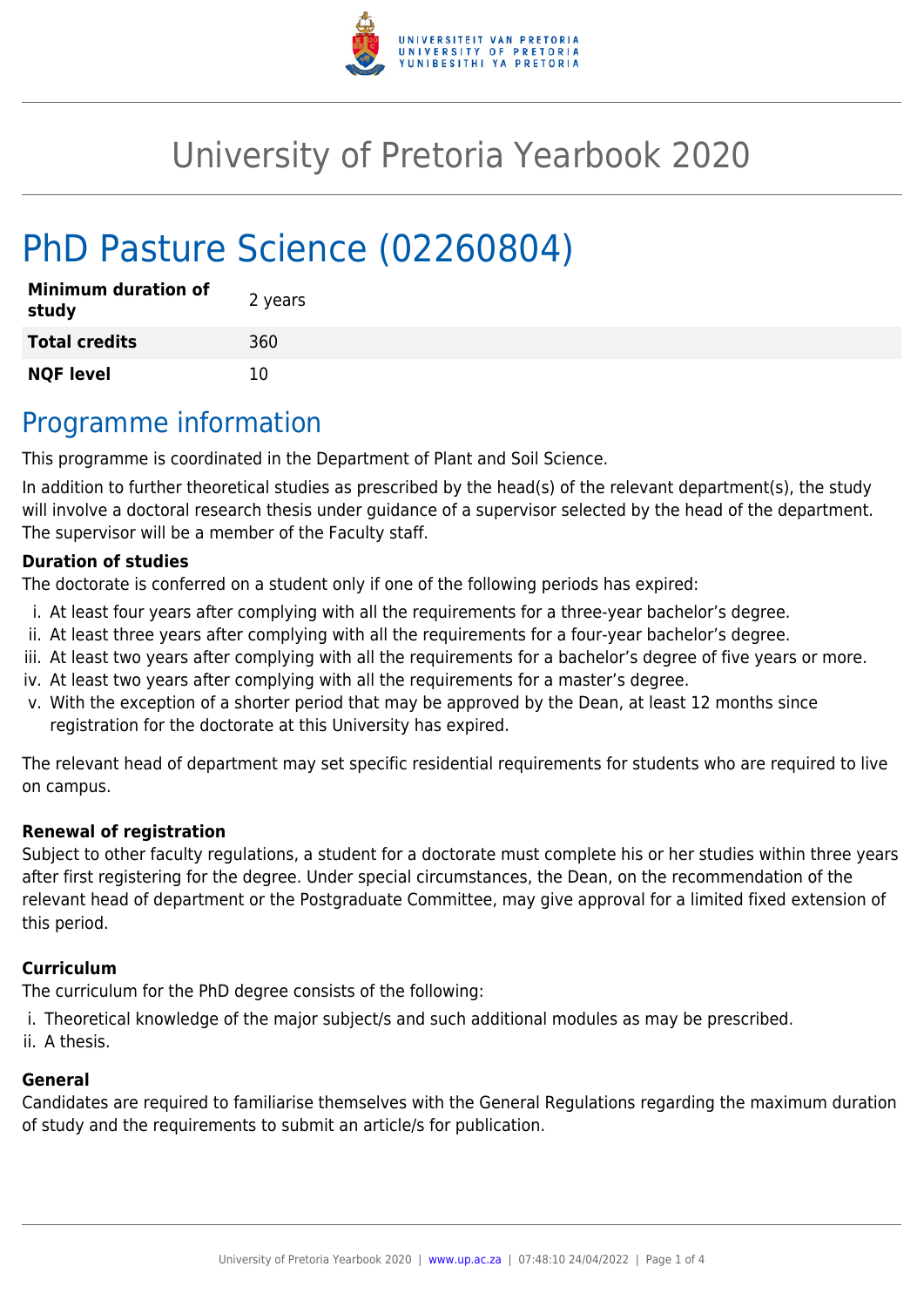# University of Pretoria Yearbook 2020

# PhD Pasture Science (02260804)

| | |
|---|---|
| **Minimum duration of study** | 2 years |
| **Total credits** | 360 |
| **NQF level** | 10 |

## Programme information

This programme is coordinated in the Department of Plant and Soil Science.

In addition to further theoretical studies as prescribed by the head(s) of the relevant department(s), the study will involve a doctoral research thesis under guidance of a supervisor selected by the head of the department. The supervisor will be a member of the Faculty staff.

**Duration of studies**

The doctorate is conferred on a student only if one of the following periods has expired:

i. At least four years after complying with all the requirements for a three-year bachelor's degree.
ii. At least three years after complying with all the requirements for a four-year bachelor's degree.
iii. At least two years after complying with all the requirements for a bachelor's degree of five years or more.
iv. At least two years after complying with all the requirements for a master's degree.
v. With the exception of a shorter period that may be approved by the Dean, at least 12 months since registration for the doctorate at this University has expired.

The relevant head of department may set specific residential requirements for students who are required to live on campus.

**Renewal of registration**

Subject to other faculty regulations, a student for a doctorate must complete his or her studies within three years after first registering for the degree. Under special circumstances, the Dean, on the recommendation of the relevant head of department or the Postgraduate Committee, may give approval for a limited fixed extension of this period.

**Curriculum**

The curriculum for the PhD degree consists of the following:

i. Theoretical knowledge of the major subject/s and such additional modules as may be prescribed.
ii. A thesis.

**General**

Candidates are required to familiarise themselves with the General Regulations regarding the maximum duration of study and the requirements to submit an article/s for publication.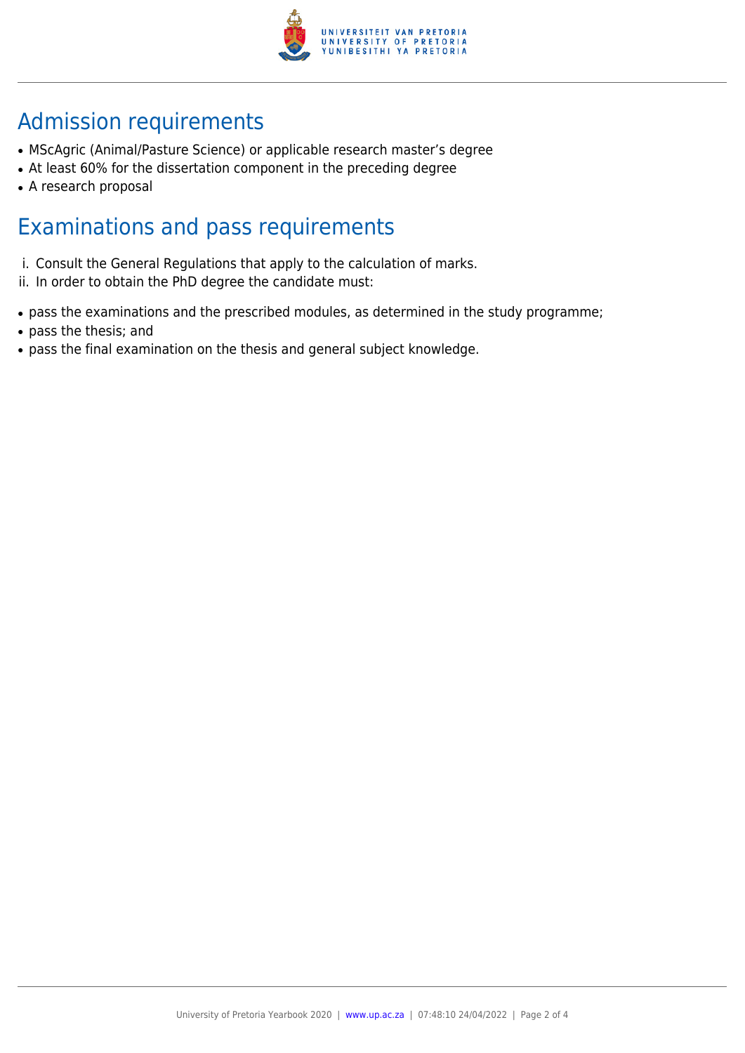## Admission requirements

- MScAgric (Animal/Pasture Science) or applicable research master's degree
- At least 60% for the dissertation component in the preceding degree
- A research proposal

## Examinations and pass requirements

i. Consult the General Regulations that apply to the calculation of marks.

ii. In order to obtain the PhD degree the candidate must:

- pass the examinations and the prescribed modules, as determined in the study programme;
- pass the thesis; and
- pass the final examination on the thesis and general subject knowledge.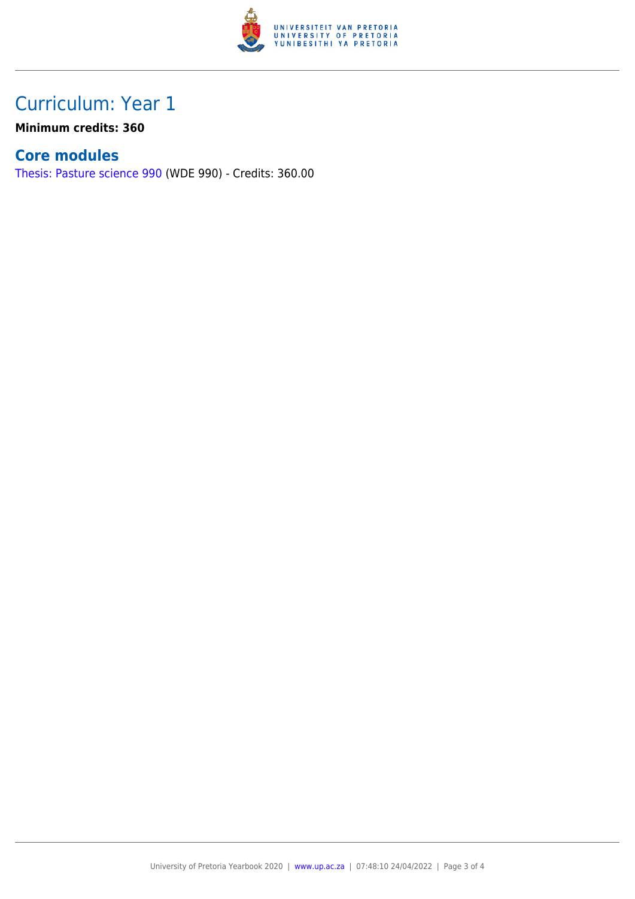## Curriculum: Year 1

**Minimum credits: 360**

### Core modules

Thesis: Pasture science 990 (WDE 990) - Credits: 360.00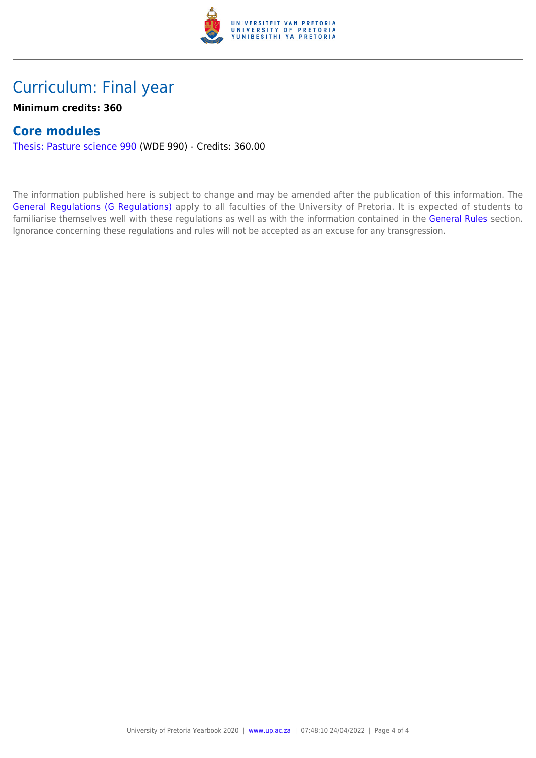## Curriculum: Final year

**Minimum credits: 360**

### Core modules

Thesis: Pasture science 990 (WDE 990) - Credits: 360.00

The information published here is subject to change and may be amended after the publication of this information. The General Regulations (G Regulations) apply to all faculties of the University of Pretoria. It is expected of students to familiarise themselves well with these regulations as well as with the information contained in the General Rules section. Ignorance concerning these regulations and rules will not be accepted as an excuse for any transgression.